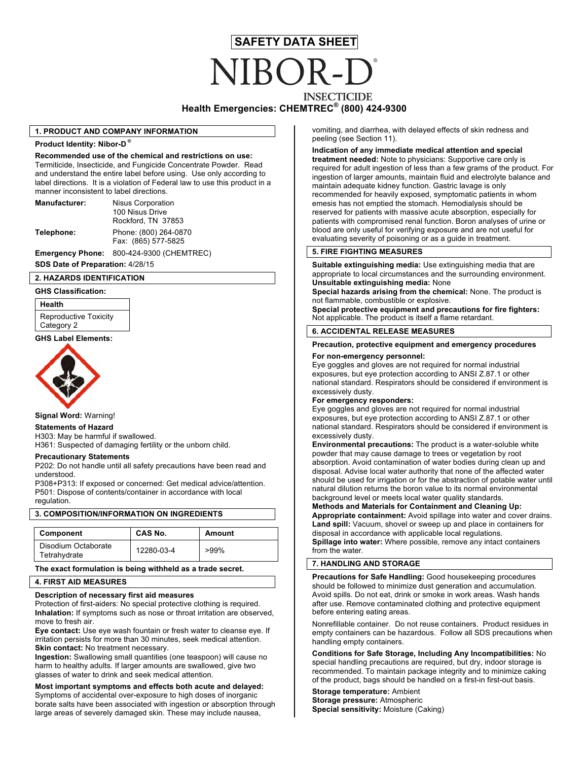# SAFETY DATA SHEET

# NIBOR-D®

## INSECTICIDE

**Health Emergencies: CHEMTREC® (800) 424-9300**

## 1. PRODUCT AND COMPANY INFORMATION

**Product Identity: Nibor-D®**

**Recommended use of the chemical and restrictions on use:** Termiticide, Insecticide, and Fungicide Concentrate Powder. Read and understand the entire label before using. Use only according to label directions. It is a violation of Federal law to use this product in a manner inconsistent to label directions.

**Manufacturer:** Nisus Corporation
100 Nisus Drive
Rockford, TN 37853

**Telephone:** Phone: (800) 264-0870
Fax: (865) 577-5825

**Emergency Phone:** 800-424-9300 (CHEMTREC)

**SDS Date of Preparation:** 4/28/15

## 2. HAZARDS IDENTIFICATION

**GHS Classification:**

| Health |
|---|
| Reproductive Toxicity Category 2 |

**GHS Label Elements:**

**Signal Word:** Warning!

**Statements of Hazard**

H303: May be harmful if swallowed.
H361: Suspected of damaging fertility or the unborn child.

**Precautionary Statements**

P202: Do not handle until all safety precautions have been read and understood.
P308+P313: If exposed or concerned: Get medical advice/attention.
P501: Dispose of contents/container in accordance with local regulation.

## 3. COMPOSITION/INFORMATION ON INGREDIENTS

| Component | CAS No. | Amount |
|---|---|---|
| Disodium Octaborate Tetrahydrate | 12280-03-4 | >99% |

**The exact formulation is being withheld as a trade secret.**

## 4. FIRST AID MEASURES

**Description of necessary first aid measures**

Protection of first-aiders: No special protective clothing is required.
**Inhalation:** If symptoms such as nose or throat irritation are observed, move to fresh air.
**Eye contact:** Use eye wash fountain or fresh water to cleanse eye. If irritation persists for more than 30 minutes, seek medical attention.
**Skin contact:** No treatment necessary.
**Ingestion:** Swallowing small quantities (one teaspoon) will cause no harm to healthy adults. If larger amounts are swallowed, give two glasses of water to drink and seek medical attention.

**Most important symptoms and effects both acute and delayed:** Symptoms of accidental over-exposure to high doses of inorganic borate salts have been associated with ingestion or absorption through large areas of severely damaged skin. These may include nausea, vomiting, and diarrhea, with delayed effects of skin redness and peeling (see Section 11).

**Indication of any immediate medical attention and special treatment needed:** Note to physicians: Supportive care only is required for adult ingestion of less than a few grams of the product. For ingestion of larger amounts, maintain fluid and electrolyte balance and maintain adequate kidney function. Gastric lavage is only recommended for heavily exposed, symptomatic patients in whom emesis has not emptied the stomach. Hemodialysis should be reserved for patients with massive acute absorption, especially for patients with compromised renal function. Boron analyses of urine or blood are only useful for verifying exposure and are not useful for evaluating severity of poisoning or as a guide in treatment.

## 5. FIRE FIGHTING MEASURES

**Suitable extinguishing media:** Use extinguishing media that are appropriate to local circumstances and the surrounding environment.
**Unsuitable extinguishing media:** None
**Special hazards arising from the chemical:** None. The product is not flammable, combustible or explosive.
**Special protective equipment and precautions for fire fighters:** Not applicable. The product is itself a flame retardant.

## 6. ACCIDENTAL RELEASE MEASURES

**Precaution, protective equipment and emergency procedures**

**For non-emergency personnel:**
Eye goggles and gloves are not required for normal industrial exposures, but eye protection according to ANSI Z.87.1 or other national standard. Respirators should be considered if environment is excessively dusty.

**For emergency responders:**
Eye goggles and gloves are not required for normal industrial exposures, but eye protection according to ANSI Z.87.1 or other national standard. Respirators should be considered if environment is excessively dusty.

**Environmental precautions:** The product is a water-soluble white powder that may cause damage to trees or vegetation by root absorption. Avoid contamination of water bodies during clean up and disposal. Advise local water authority that none of the affected water should be used for irrigation or for the abstraction of potable water until natural dilution returns the boron value to its normal environmental background level or meets local water quality standards.

**Methods and Materials for Containment and Cleaning Up:**
**Appropriate containment:** Avoid spillage into water and cover drains.
**Land spill:** Vacuum, shovel or sweep up and place in containers for disposal in accordance with applicable local regulations.
**Spillage into water:** Where possible, remove any intact containers from the water.

## 7. HANDLING AND STORAGE

**Precautions for Safe Handling:** Good housekeeping procedures should be followed to minimize dust generation and accumulation. Avoid spills. Do not eat, drink or smoke in work areas. Wash hands after use. Remove contaminated clothing and protective equipment before entering eating areas.

Nonrefillable container. Do not reuse containers. Product residues in empty containers can be hazardous. Follow all SDS precautions when handling empty containers.

**Conditions for Safe Storage, Including Any Incompatibilities:** No special handling precautions are required, but dry, indoor storage is recommended. To maintain package integrity and to minimize caking of the product, bags should be handled on a first-in first-out basis.

**Storage temperature:** Ambient
**Storage pressure:** Atmospheric
**Special sensitivity:** Moisture (Caking)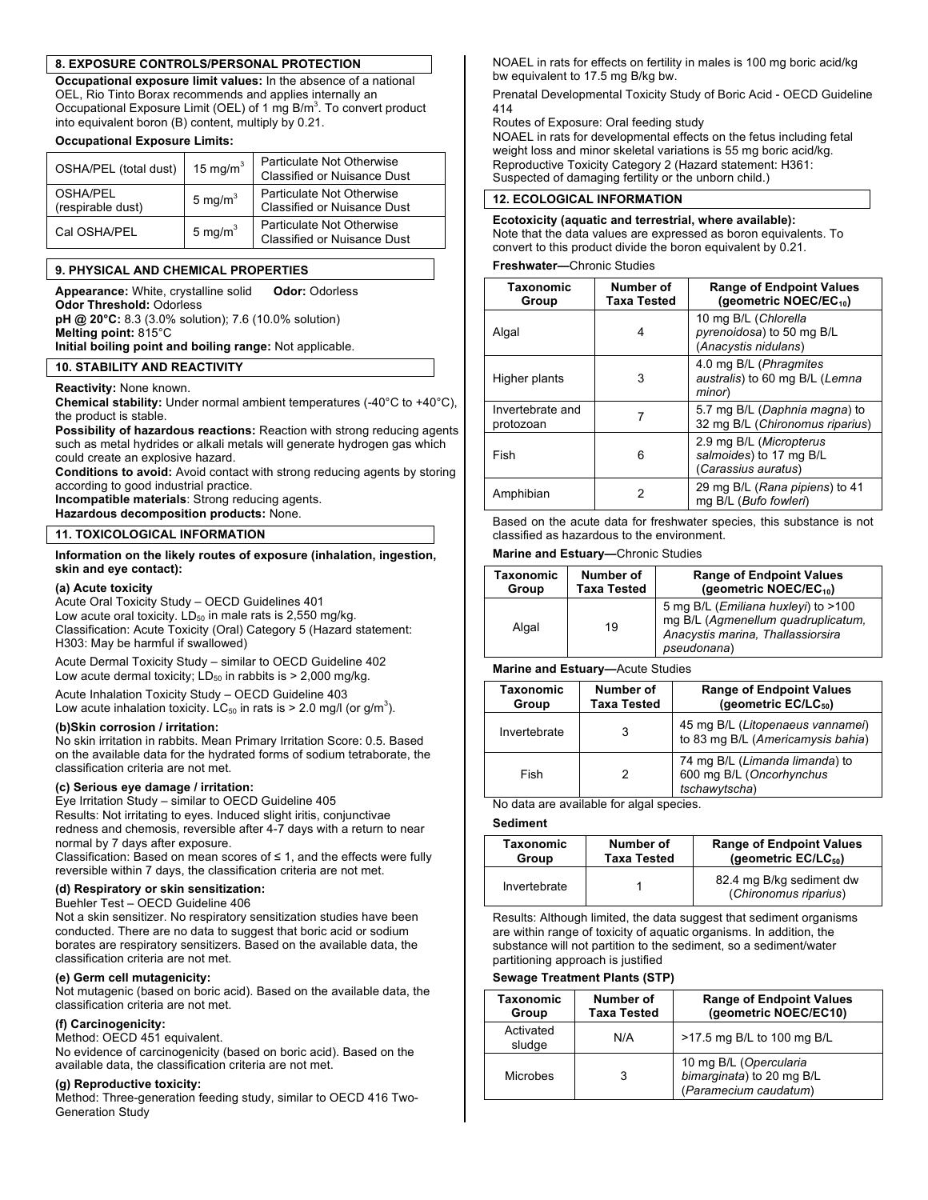## 8. EXPOSURE CONTROLS/PERSONAL PROTECTION

**Occupational exposure limit values:** In the absence of a national OEL, Rio Tinto Borax recommends and applies internally an Occupational Exposure Limit (OEL) of 1 mg B/m$^3$. To convert product into equivalent boron (B) content, multiply by 0.21.

**Occupational Exposure Limits:**

| | | |
|---|---|---|
| OSHA/PEL (total dust) | 15 mg/m$^3$ | Particulate Not Otherwise Classified or Nuisance Dust |
| OSHA/PEL (respirable dust) | 5 mg/m$^3$ | Particulate Not Otherwise Classified or Nuisance Dust |
| Cal OSHA/PEL | 5 mg/m$^3$ | Particulate Not Otherwise Classified or Nuisance Dust |

## 9. PHYSICAL AND CHEMICAL PROPERTIES

**Appearance:** White, crystalline solid **Odor:** Odorless
**Odor Threshold:** Odorless
**pH @ 20°C:** 8.3 (3.0% solution); 7.6 (10.0% solution)
**Melting point:** 815°C
**Initial boiling point and boiling range:** Not applicable.

## 10. STABILITY AND REACTIVITY

**Reactivity:** None known.
**Chemical stability:** Under normal ambient temperatures (-40°C to +40°C), the product is stable.
**Possibility of hazardous reactions:** Reaction with strong reducing agents such as metal hydrides or alkali metals will generate hydrogen gas which could create an explosive hazard.
**Conditions to avoid:** Avoid contact with strong reducing agents by storing according to good industrial practice.
**Incompatible materials**: Strong reducing agents.
**Hazardous decomposition products:** None.

## 11. TOXICOLOGICAL INFORMATION

**Information on the likely routes of exposure (inhalation, ingestion, skin and eye contact):**

**(a) Acute toxicity**
Acute Oral Toxicity Study – OECD Guidelines 401
Low acute oral toxicity. $LD_{50}$ in male rats is 2,550 mg/kg.
Classification: Acute Toxicity (Oral) Category 5 (Hazard statement: H303: May be harmful if swallowed)

Acute Dermal Toxicity Study – similar to OECD Guideline 402
Low acute dermal toxicity; $LD_{50}$ in rabbits is > 2,000 mg/kg.

Acute Inhalation Toxicity Study – OECD Guideline 403
Low acute inhalation toxicity. $LC_{50}$ in rats is > 2.0 mg/l (or g/m$^3$).

**(b)Skin corrosion / irritation:**
No skin irritation in rabbits. Mean Primary Irritation Score: 0.5. Based on the available data for the hydrated forms of sodium tetraborate, the classification criteria are not met.

**(c) Serious eye damage / irritation:**
Eye Irritation Study – similar to OECD Guideline 405
Results: Not irritating to eyes. Induced slight iritis, conjunctivae redness and chemosis, reversible after 4-7 days with a return to near normal by 7 days after exposure.
Classification: Based on mean scores of ≤ 1, and the effects were fully reversible within 7 days, the classification criteria are not met.

**(d) Respiratory or skin sensitization:**
Buehler Test – OECD Guideline 406
Not a skin sensitizer. No respiratory sensitization studies have been conducted. There are no data to suggest that boric acid or sodium borates are respiratory sensitizers. Based on the available data, the classification criteria are not met.

**(e) Germ cell mutagenicity:**
Not mutagenic (based on boric acid). Based on the available data, the classification criteria are not met.

**(f) Carcinogenicity:**
Method: OECD 451 equivalent.
No evidence of carcinogenicity (based on boric acid). Based on the available data, the classification criteria are not met.

**(g) Reproductive toxicity:**
Method: Three-generation feeding study, similar to OECD 416 Two-Generation Study
NOAEL in rats for effects on fertility in males is 100 mg boric acid/kg bw equivalent to 17.5 mg B/kg bw.

Prenatal Developmental Toxicity Study of Boric Acid - OECD Guideline 414
Routes of Exposure: Oral feeding study
NOAEL in rats for developmental effects on the fetus including fetal weight loss and minor skeletal variations is 55 mg boric acid/kg.
Reproductive Toxicity Category 2 (Hazard statement: H361: Suspected of damaging fertility or the unborn child.)

## 12. ECOLOGICAL INFORMATION

**Ecotoxicity (aquatic and terrestrial, where available):**
Note that the data values are expressed as boron equivalents. To convert to this product divide the boron equivalent by 0.21.

**Freshwater—**Chronic Studies

| Taxonomic Group | Number of Taxa Tested | Range of Endpoint Values (geometric NOEC/$EC_{10}$) |
|---|---|---|
| Algal | 4 | 10 mg B/L (*Chlorella pyrenoidosa*) to 50 mg B/L (*Anacystis nidulans*) |
| Higher plants | 3 | 4.0 mg B/L (*Phragmites australis*) to 60 mg B/L (*Lemna minor*) |
| Invertebrate and protozoan | 7 | 5.7 mg B/L (*Daphnia magna*) to 32 mg B/L (*Chironomus riparius*) |
| Fish | 6 | 2.9 mg B/L (*Micropterus salmoides*) to 17 mg B/L (*Carassius auratus*) |
| Amphibian | 2 | 29 mg B/L (*Rana pipiens*) to 41 mg B/L (*Bufo fowleri*) |

Based on the acute data for freshwater species, this substance is not classified as hazardous to the environment.

**Marine and Estuary—**Chronic Studies

| Taxonomic Group | Number of Taxa Tested | Range of Endpoint Values (geometric NOEC/$EC_{10}$) |
|---|---|---|
| Algal | 19 | 5 mg B/L (*Emiliana huxleyi*) to >100 mg B/L (*Agmenellum quadruplicatum, Anacystis marina, Thallassiorsira pseudonana*) |

**Marine and Estuary—**Acute Studies

| Taxonomic Group | Number of Taxa Tested | Range of Endpoint Values (geometric $EC/LC_{50}$) |
|---|---|---|
| Invertebrate | 3 | 45 mg B/L (*Litopenaeus vannamei*) to 83 mg B/L (*Americamysis bahia*) |
| Fish | 2 | 74 mg B/L (*Limanda limanda*) to 600 mg B/L (*Oncorhynchus tschawytscha*) |

No data are available for algal species.

**Sediment**

| Taxonomic Group | Number of Taxa Tested | Range of Endpoint Values (geometric $EC/LC_{50}$) |
|---|---|---|
| Invertebrate | 1 | 82.4 mg B/kg sediment dw (*Chironomus riparius*) |

Results: Although limited, the data suggest that sediment organisms are within range of toxicity of aquatic organisms. In addition, the substance will not partition to the sediment, so a sediment/water partitioning approach is justified

**Sewage Treatment Plants (STP)**

| Taxonomic Group | Number of Taxa Tested | Range of Endpoint Values (geometric NOEC/EC10) |
|---|---|---|
| Activated sludge | N/A | >17.5 mg B/L to 100 mg B/L |
| Microbes | 3 | 10 mg B/L (*Opercularia bimarginata*) to 20 mg B/L (*Paramecium caudatum*) |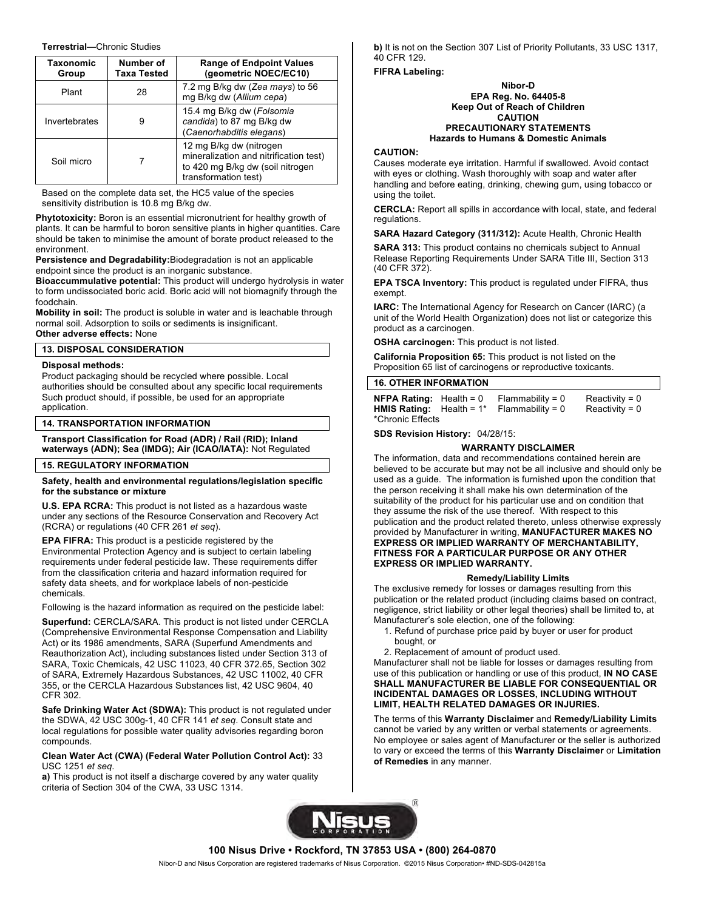**Terrestrial—**Chronic Studies

| Taxonomic Group | Number of Taxa Tested | Range of Endpoint Values (geometric NOEC/EC10) |
|---|---|---|
| Plant | 28 | 7.2 mg B/kg dw (*Zea mays*) to 56 mg B/kg dw (*Allium cepa*) |
| Invertebrates | 9 | 15.4 mg B/kg dw (*Folsomia candida*) to 87 mg B/kg dw (*Caenorhabditis elegans*) |
| Soil micro | 7 | 12 mg B/kg dw (nitrogen mineralization and nitrification test) to 420 mg B/kg dw (soil nitrogen transformation test) |

Based on the complete data set, the HC5 value of the species sensitivity distribution is 10.8 mg B/kg dw.

**Phytotoxicity:** Boron is an essential micronutrient for healthy growth of plants. It can be harmful to boron sensitive plants in higher quantities. Care should be taken to minimise the amount of borate product released to the environment.

**Persistence and Degradability:**Biodegradation is not an applicable endpoint since the product is an inorganic substance.

**Bioaccummulative potential:** This product will undergo hydrolysis in water to form undissociated boric acid. Boric acid will not biomagnify through the foodchain.

**Mobility in soil:** The product is soluble in water and is leachable through normal soil. Adsorption to soils or sediments is insignificant.

**Other adverse effects:** None

## 13. DISPOSAL CONSIDERATION

**Disposal methods:**

Product packaging should be recycled where possible. Local authorities should be consulted about any specific local requirements Such product should, if possible, be used for an appropriate application.

## 14. TRANSPORTATION INFORMATION

**Transport Classification for Road (ADR) / Rail (RID); Inland waterways (ADN); Sea (IMDG); Air (ICAO/IATA):** Not Regulated

## 15. REGULATORY INFORMATION

**Safety, health and environmental regulations/legislation specific for the substance or mixture**

**U.S. EPA RCRA:** This product is not listed as a hazardous waste under any sections of the Resource Conservation and Recovery Act (RCRA) or regulations (40 CFR 261 *et seq*).

**EPA FIFRA:** This product is a pesticide registered by the Environmental Protection Agency and is subject to certain labeling requirements under federal pesticide law. These requirements differ from the classification criteria and hazard information required for safety data sheets, and for workplace labels of non-pesticide chemicals.

Following is the hazard information as required on the pesticide label:

**Superfund:** CERCLA/SARA. This product is not listed under CERCLA (Comprehensive Environmental Response Compensation and Liability Act) or its 1986 amendments, SARA (Superfund Amendments and Reauthorization Act), including substances listed under Section 313 of SARA, Toxic Chemicals, 42 USC 11023, 40 CFR 372.65, Section 302 of SARA, Extremely Hazardous Substances, 42 USC 11002, 40 CFR 355, or the CERCLA Hazardous Substances list, 42 USC 9604, 40 CFR 302.

**Safe Drinking Water Act (SDWA):** This product is not regulated under the SDWA, 42 USC 300g-1, 40 CFR 141 *et seq*. Consult state and local regulations for possible water quality advisories regarding boron compounds.

**Clean Water Act (CWA) (Federal Water Pollution Control Act):** 33 USC 1251 *et seq.*

**a)** This product is not itself a discharge covered by any water quality criteria of Section 304 of the CWA, 33 USC 1314.

**b)** It is not on the Section 307 List of Priority Pollutants, 33 USC 1317, 40 CFR 129.

**FIFRA Labeling:**

**Nibor-D**
**EPA Reg. No. 64405-8**
**Keep Out of Reach of Children**
**CAUTION**
**PRECAUTIONARY STATEMENTS**
**Hazards to Humans & Domestic Animals**

**CAUTION:**

Causes moderate eye irritation. Harmful if swallowed. Avoid contact with eyes or clothing. Wash thoroughly with soap and water after handling and before eating, drinking, chewing gum, using tobacco or using the toilet.

**CERCLA:** Report all spills in accordance with local, state, and federal regulations.

**SARA Hazard Category (311/312):** Acute Health, Chronic Health

**SARA 313:** This product contains no chemicals subject to Annual Release Reporting Requirements Under SARA Title III, Section 313 (40 CFR 372).

**EPA TSCA Inventory:** This product is regulated under FIFRA, thus exempt.

**IARC:** The International Agency for Research on Cancer (IARC) (a unit of the World Health Organization) does not list or categorize this product as a carcinogen.

**OSHA carcinogen:** This product is not listed.

**California Proposition 65:** This product is not listed on the Proposition 65 list of carcinogens or reproductive toxicants.

## 16. OTHER INFORMATION

| | | | |
|---|---|---|---|
| **NFPA Rating:** | Health = 0 | Flammability = 0 | Reactivity = 0 |
| **HMIS Rating:** | Health = 1* | Flammability = 0 | Reactivity = 0 |

*Chronic Effects

**SDS Revision History:** 04/28/15:

**WARRANTY DISCLAIMER**

The information, data and recommendations contained herein are believed to be accurate but may not be all inclusive and should only be used as a guide. The information is furnished upon the condition that the person receiving it shall make his own determination of the suitability of the product for his particular use and on condition that they assume the risk of the use thereof. With respect to this publication and the product related thereto, unless otherwise expressly provided by Manufacturer in writing, **MANUFACTURER MAKES NO EXPRESS OR IMPLIED WARRANTY OF MERCHANTABILITY, FITNESS FOR A PARTICULAR PURPOSE OR ANY OTHER EXPRESS OR IMPLIED WARRANTY.**

**Remedy/Liability Limits**

The exclusive remedy for losses or damages resulting from this publication or the related product (including claims based on contract, negligence, strict liability or other legal theories) shall be limited to, at Manufacturer's sole election, one of the following:

1. Refund of purchase price paid by buyer or user for product bought, or
2. Replacement of amount of product used.

Manufacturer shall not be liable for losses or damages resulting from use of this publication or handling or use of this product, **IN NO CASE SHALL MANUFACTURER BE LIABLE FOR CONSEQUENTIAL OR INCIDENTAL DAMAGES OR LOSSES, INCLUDING WITHOUT LIMIT, HEALTH RELATED DAMAGES OR INJURIES.**

The terms of this **Warranty Disclaimer** and **Remedy/Liability Limits** cannot be varied by any written or verbal statements or agreements. No employee or sales agent of Manufacturer or the seller is authorized to vary or exceed the terms of this **Warranty Disclaimer** or **Limitation of Remedies** in any manner.

Nisus Corporation®

**100 Nisus Drive • Rockford, TN 37853 USA • (800) 264-0870**

Nibor-D and Nisus Corporation are registered trademarks of Nisus Corporation. ©2015 Nisus Corporation• #ND-SDS-042815a